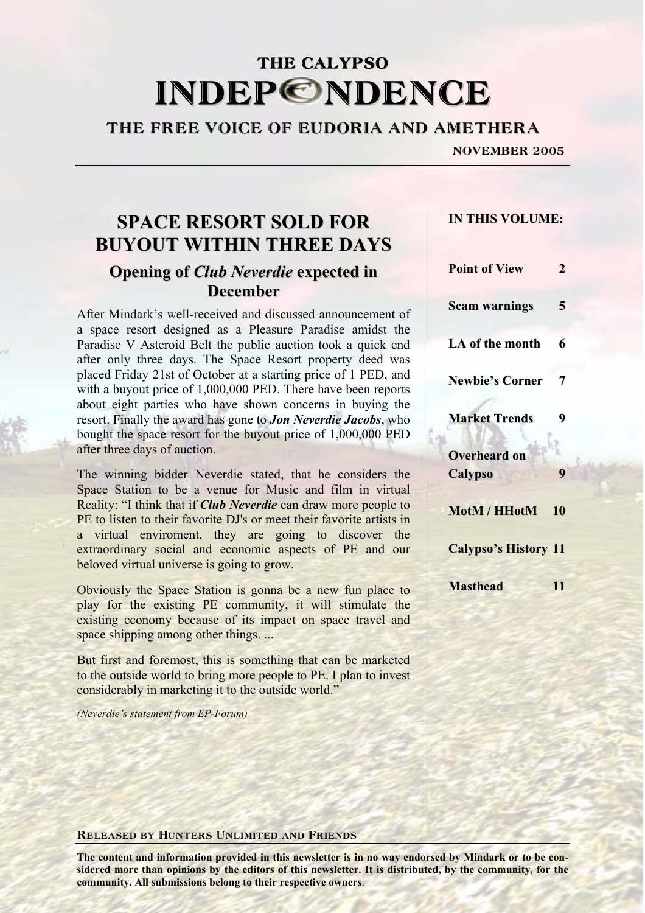# THE CALYPSO INDEPENDENCE

## THE FREE VOICE OF EUDORIA AND AMETHERA

**NOVEMBER 2005**

## SPACE RESORT SOLD FOR BUYOUT WITHIN THREE DAYS

### Opening of *Club Neverdie* expected in December

After Mindark's well-received and discussed announcement of a space resort designed as a Pleasure Paradise amidst the Paradise V Asteroid Belt the public auction took a quick end after only three days. The Space Resort property deed was placed Friday 21st of October at a starting price of 1 PED, and with a buyout price of 1,000,000 PED. There have been reports about eight parties who have shown concerns in buying the resort. Finally the award has gone to ***Jon Neverdie Jacobs***, who bought the space resort for the buyout price of 1,000,000 PED after three days of auction.

The winning bidder Neverdie stated, that he considers the Space Station to be a venue for Music and film in virtual Reality: "I think that if ***Club Neverdie*** can draw more people to PE to listen to their favorite DJ's or meet their favorite artists in a virtual enviroment, they are going to discover the extraordinary social and economic aspects of PE and our beloved virtual universe is going to grow.

Obviously the Space Station is gonna be a new fun place to play for the existing PE community, it will stimulate the existing economy because of its impact on space travel and space shipping among other things. ...

But first and foremost, this is something that can be marketed to the outside world to bring more people to PE. I plan to invest considerably in marketing it to the outside world."

*(Neverdie's statement from EP-Forum)*

**IN THIS VOLUME:**

| | |
|---|---|
| **Point of View** | **2** |
| **Scam warnings** | **5** |
| **LA of the month** | **6** |
| **Newbie's Corner** | **7** |
| **Market Trends** | **9** |
| **Overheard on Calypso** | **9** |
| **MotM / HHotM** | **10** |
| **Calypso's History** | **11** |
| **Masthead** | **11** |

**RELEASED BY HUNTERS UNLIMITED AND FRIENDS**

**The content and information provided in this newsletter is in no way endorsed by Mindark or to be considered more than opinions by the editors of this newsletter. It is distributed, by the community, for the community. All submissions belong to their respective owners.**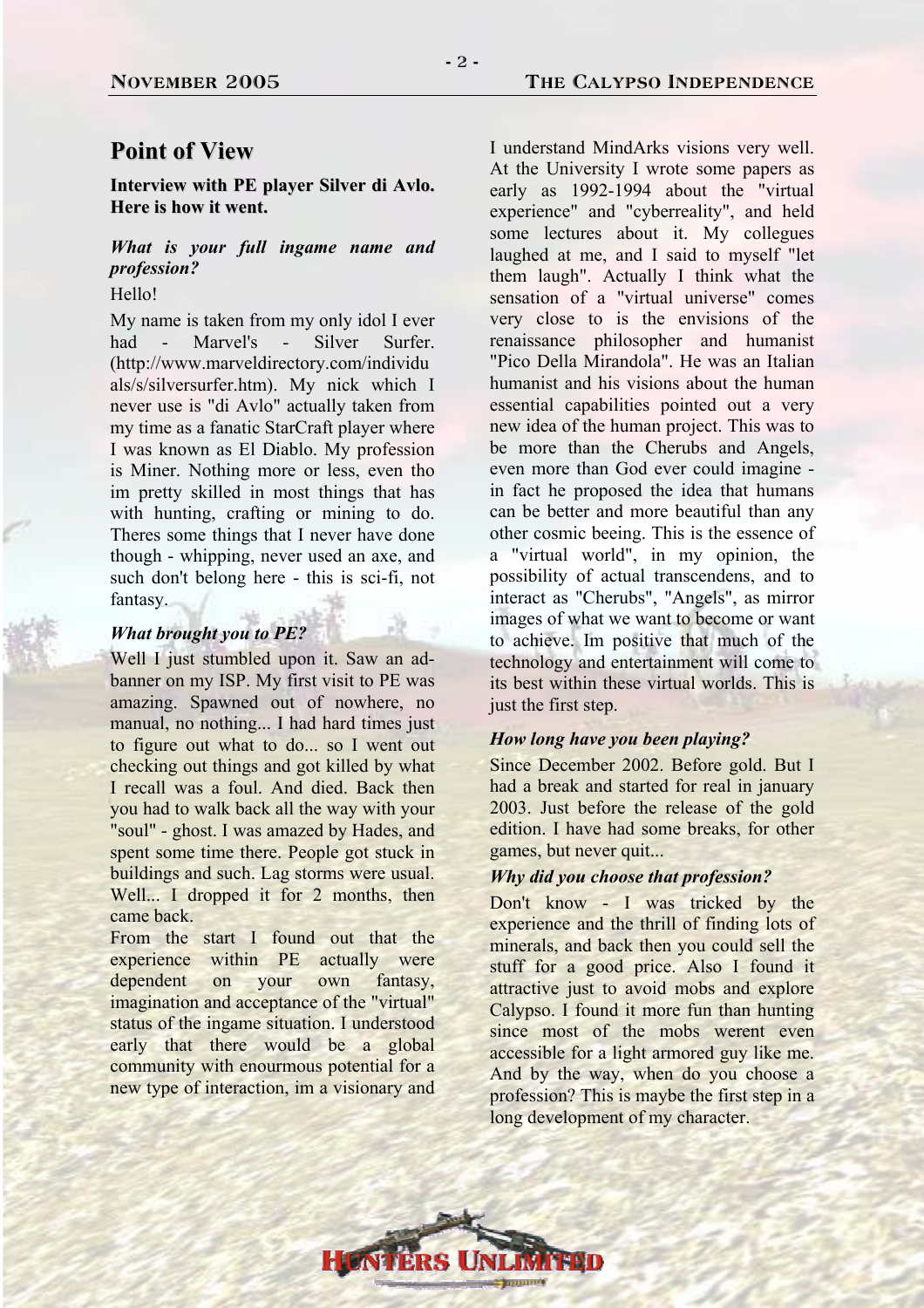## Point of View

**Interview with PE player Silver di Avlo. Here is how it went.**

***What is your full ingame name and profession?***

Hello!

My name is taken from my only idol I ever had - Marvel's - Silver Surfer. (http://www.marveldirectory.com/individuals/s/silversurfer.htm). My nick which I never use is "di Avlo" actually taken from my time as a fanatic StarCraft player where I was known as El Diablo. My profession is Miner. Nothing more or less, even tho im pretty skilled in most things that has with hunting, crafting or mining to do. Theres some things that I never have done though - whipping, never used an axe, and such don't belong here - this is sci-fi, not fantasy.

***What brought you to PE?***

Well I just stumbled upon it. Saw an ad-banner on my ISP. My first visit to PE was amazing. Spawned out of nowhere, no manual, no nothing... I had hard times just to figure out what to do... so I went out checking out things and got killed by what I recall was a foul. And died. Back then you had to walk back all the way with your "soul" - ghost. I was amazed by Hades, and spent some time there. People got stuck in buildings and such. Lag storms were usual. Well... I dropped it for 2 months, then came back.

From the start I found out that the experience within PE actually were dependent on your own fantasy, imagination and acceptance of the "virtual" status of the ingame situation. I understood early that there would be a global community with enourmous potential for a new type of interaction, im a visionary and I understand MindArks visions very well. At the University I wrote some papers as early as 1992-1994 about the "virtual experience" and "cyberreality", and held some lectures about it. My collegues laughed at me, and I said to myself "let them laugh". Actually I think what the sensation of a "virtual universe" comes very close to is the envisions of the renaissance philosopher and humanist "Pico Della Mirandola". He was an Italian humanist and his visions about the human essential capabilities pointed out a very new idea of the human project. This was to be more than the Cherubs and Angels, even more than God ever could imagine - in fact he proposed the idea that humans can be better and more beautiful than any other cosmic beeing. This is the essence of a "virtual world", in my opinion, the possibility of actual transcendens, and to interact as "Cherubs", "Angels", as mirror images of what we want to become or want to achieve. Im positive that much of the technology and entertainment will come to its best within these virtual worlds. This is just the first step.

***How long have you been playing?***

Since December 2002. Before gold. But I had a break and started for real in january 2003. Just before the release of the gold edition. I have had some breaks, for other games, but never quit...

***Why did you choose that profession?***

Don't know - I was tricked by the experience and the thrill of finding lots of minerals, and back then you could sell the stuff for a good price. Also I found it attractive just to avoid mobs and explore Calypso. I found it more fun than hunting since most of the mobs werent even accessible for a light armored guy like me. And by the way, when do you choose a profession? This is maybe the first step in a long development of my character.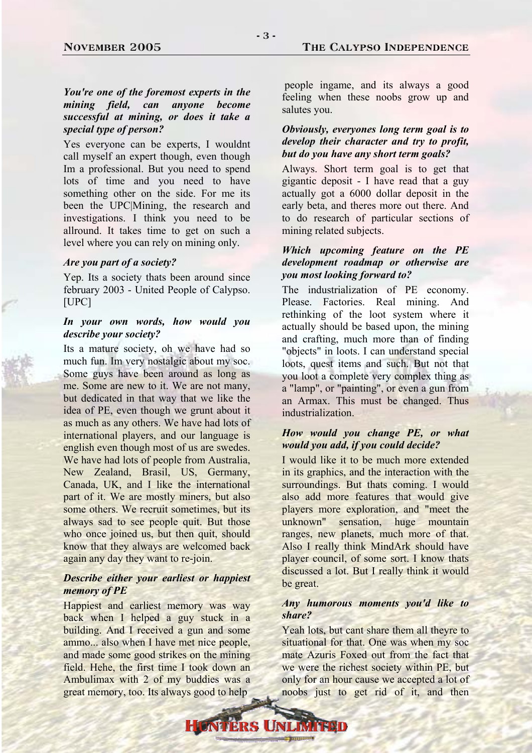***You're one of the foremost experts in the mining field, can anyone become successful at mining, or does it take a special type of person?***

Yes everyone can be experts, I wouldnt call myself an expert though, even though Im a professional. But you need to spend lots of time and you need to have something other on the side. For me its been the UPC|Mining, the research and investigations. I think you need to be allround. It takes time to get on such a level where you can rely on mining only.

***Are you part of a society?***

Yep. Its a society thats been around since february 2003 - United People of Calypso. [UPC]

***In your own words, how would you describe your society?***

Its a mature society, oh we have had so much fun. Im very nostalgic about my soc. Some guys have been around as long as me. Some are new to it. We are not many, but dedicated in that way that we like the idea of PE, even though we grunt about it as much as any others. We have had lots of international players, and our language is english even though most of us are swedes. We have had lots of people from Australia, New Zealand, Brasil, US, Germany, Canada, UK, and I like the international part of it. We are mostly miners, but also some others. We recruit sometimes, but its always sad to see people quit. But those who once joined us, but then quit, should know that they always are welcomed back again any day they want to re-join.

***Describe either your earliest or happiest memory of PE***

Happiest and earliest memory was way back when I helped a guy stuck in a building. And I received a gun and some ammo... also when I have met nice people, and made some good strikes on the mining field. Hehe, the first time I took down an Ambulimax with 2 of my buddies was a great memory, too. Its always good to help people ingame, and its always a good feeling when these noobs grow up and salutes you.

***Obviously, everyones long term goal is to develop their character and try to profit, but do you have any short term goals?***

Always. Short term goal is to get that gigantic deposit - I have read that a guy actually got a 6000 dollar deposit in the early beta, and theres more out there. And to do research of particular sections of mining related subjects.

***Which upcoming feature on the PE development roadmap or otherwise are you most looking forward to?***

The industrialization of PE economy. Please. Factories. Real mining. And rethinking of the loot system where it actually should be based upon, the mining and crafting, much more than of finding "objects" in loots. I can understand special loots, quest items and such. But not that you loot a complete very complex thing as a "lamp", or "painting", or even a gun from an Armax. This must be changed. Thus industrialization.

***How would you change PE, or what would you add, if you could decide?***

I would like it to be much more extended in its graphics, and the interaction with the surroundings. But thats coming. I would also add more features that would give players more exploration, and "meet the unknown" sensation, huge mountain ranges, new planets, much more of that. Also I really think MindArk should have player council, of some sort. I know thats discussed a lot. But I really think it would be great.

***Any humorous moments you'd like to share?***

Yeah lots, but cant share them all theyre to situational for that. One was when my soc mate Azuris Foxed out from the fact that we were the richest society within PE, but only for an hour cause we accepted a lot of noobs just to get rid of it, and then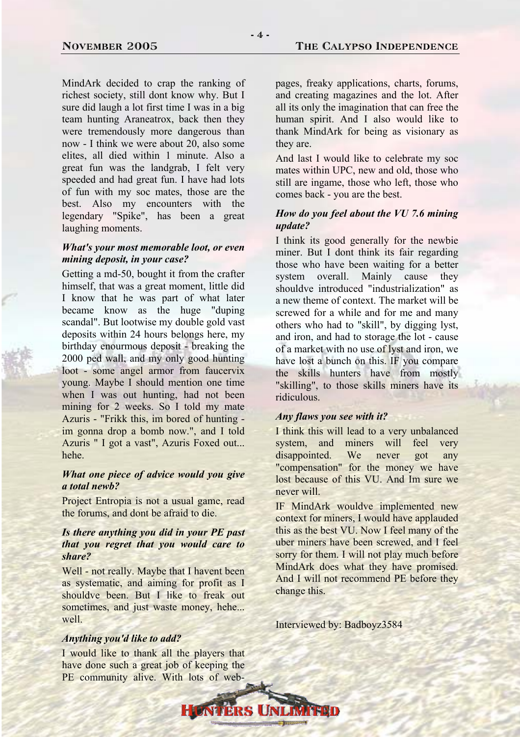MindArk decided to crap the ranking of richest society, still dont know why. But I sure did laugh a lot first time I was in a big team hunting Araneatrox, back then they were tremendously more dangerous than now - I think we were about 20, also some elites, all died within 1 minute. Also a great fun was the landgrab, I felt very speeded and had great fun. I have had lots of fun with my soc mates, those are the best. Also my encounters with the legendary "Spike", has been a great laughing moments.

***What's your most memorable loot, or even mining deposit, in your case?***

Getting a md-50, bought it from the crafter himself, that was a great moment, little did I know that he was part of what later became know as the huge "duping scandal". But lootwise my double gold vast deposits within 24 hours belongs here, my birthday enourmous deposit - breaking the 2000 ped wall, and my only good hunting loot - some angel armor from faucervix young. Maybe I should mention one time when I was out hunting, had not been mining for 2 weeks. So I told my mate Azuris - "Frikk this, im bored of hunting - im gonna drop a bomb now.", and I told Azuris " I got a vast", Azuris Foxed out... hehe.

***What one piece of advice would you give a total newb?***

Project Entropia is not a usual game, read the forums, and dont be afraid to die.

***Is there anything you did in your PE past that you regret that you would care to share?***

Well - not really. Maybe that I havent been as systematic, and aiming for profit as I shouldve been. But I like to freak out sometimes, and just waste money, hehe... well.

***Anything you'd like to add?***

I would like to thank all the players that have done such a great job of keeping the PE community alive. With lots of web-pages, freaky applications, charts, forums, and creating magazines and the lot. After all its only the imagination that can free the human spirit. And I also would like to thank MindArk for being as visionary as they are.

And last I would like to celebrate my soc mates within UPC, new and old, those who still are ingame, those who left, those who comes back - you are the best.

***How do you feel about the VU 7.6 mining update?***

I think its good generally for the newbie miner. But I dont think its fair regarding those who have been waiting for a better system overall. Mainly cause they shouldve introduced "industrialization" as a new theme of context. The market will be screwed for a while and for me and many others who had to "skill", by digging lyst, and iron, and had to storage the lot - cause of a market with no use of lyst and iron, we have lost a bunch on this. IF you compare the skills hunters have from mostly "skilling", to those skills miners have its ridiculous.

***Any flaws you see with it?***

I think this will lead to a very unbalanced system, and miners will feel very disappointed. We never got any "compensation" for the money we have lost because of this VU. And Im sure we never will.

IF MindArk wouldve implemented new context for miners, I would have applauded this as the best VU. Now I feel many of the uber miners have been screwed, and I feel sorry for them. I will not play much before MindArk does what they have promised. And I will not recommend PE before they change this.

Interviewed by: Badboyz3584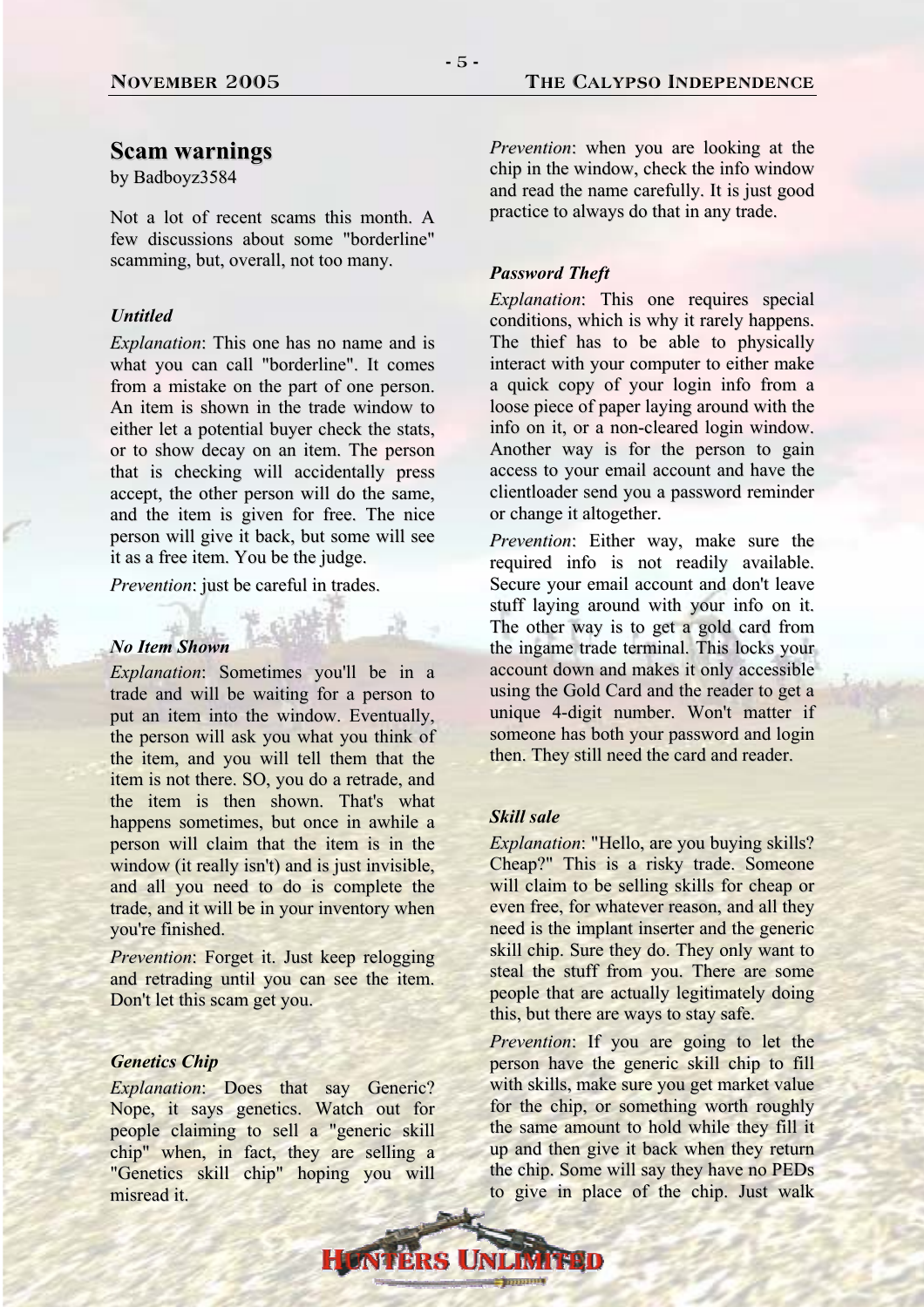## Scam warnings

by Badboyz3584

Not a lot of recent scams this month. A few discussions about some "borderline" scamming, but, overall, not too many.

### *Untitled*

*Explanation*: This one has no name and is what you can call "borderline". It comes from a mistake on the part of one person. An item is shown in the trade window to either let a potential buyer check the stats, or to show decay on an item. The person that is checking will accidentally press accept, the other person will do the same, and the item is given for free. The nice person will give it back, but some will see it as a free item. You be the judge.

*Prevention*: just be careful in trades.

### *No Item Shown*

*Explanation*: Sometimes you'll be in a trade and will be waiting for a person to put an item into the window. Eventually, the person will ask you what you think of the item, and you will tell them that the item is not there. SO, you do a retrade, and the item is then shown. That's what happens sometimes, but once in awhile a person will claim that the item is in the window (it really isn't) and is just invisible, and all you need to do is complete the trade, and it will be in your inventory when you're finished.

*Prevention*: Forget it. Just keep relogging and retrading until you can see the item. Don't let this scam get you.

### *Genetics Chip*

*Explanation*: Does that say Generic? Nope, it says genetics. Watch out for people claiming to sell a "generic skill chip" when, in fact, they are selling a "Genetics skill chip" hoping you will misread it.

*Prevention*: when you are looking at the chip in the window, check the info window and read the name carefully. It is just good practice to always do that in any trade.

### *Password Theft*

*Explanation*: This one requires special conditions, which is why it rarely happens. The thief has to be able to physically interact with your computer to either make a quick copy of your login info from a loose piece of paper laying around with the info on it, or a non-cleared login window. Another way is for the person to gain access to your email account and have the clientloader send you a password reminder or change it altogether.

*Prevention*: Either way, make sure the required info is not readily available. Secure your email account and don't leave stuff laying around with your info on it. The other way is to get a gold card from the ingame trade terminal. This locks your account down and makes it only accessible using the Gold Card and the reader to get a unique 4-digit number. Won't matter if someone has both your password and login then. They still need the card and reader.

### *Skill sale*

*Explanation*: "Hello, are you buying skills? Cheap?" This is a risky trade. Someone will claim to be selling skills for cheap or even free, for whatever reason, and all they need is the implant inserter and the generic skill chip. Sure they do. They only want to steal the stuff from you. There are some people that are actually legitimately doing this, but there are ways to stay safe.

*Prevention*: If you are going to let the person have the generic skill chip to fill with skills, make sure you get market value for the chip, or something worth roughly the same amount to hold while they fill it up and then give it back when they return the chip. Some will say they have no PEDs to give in place of the chip. Just walk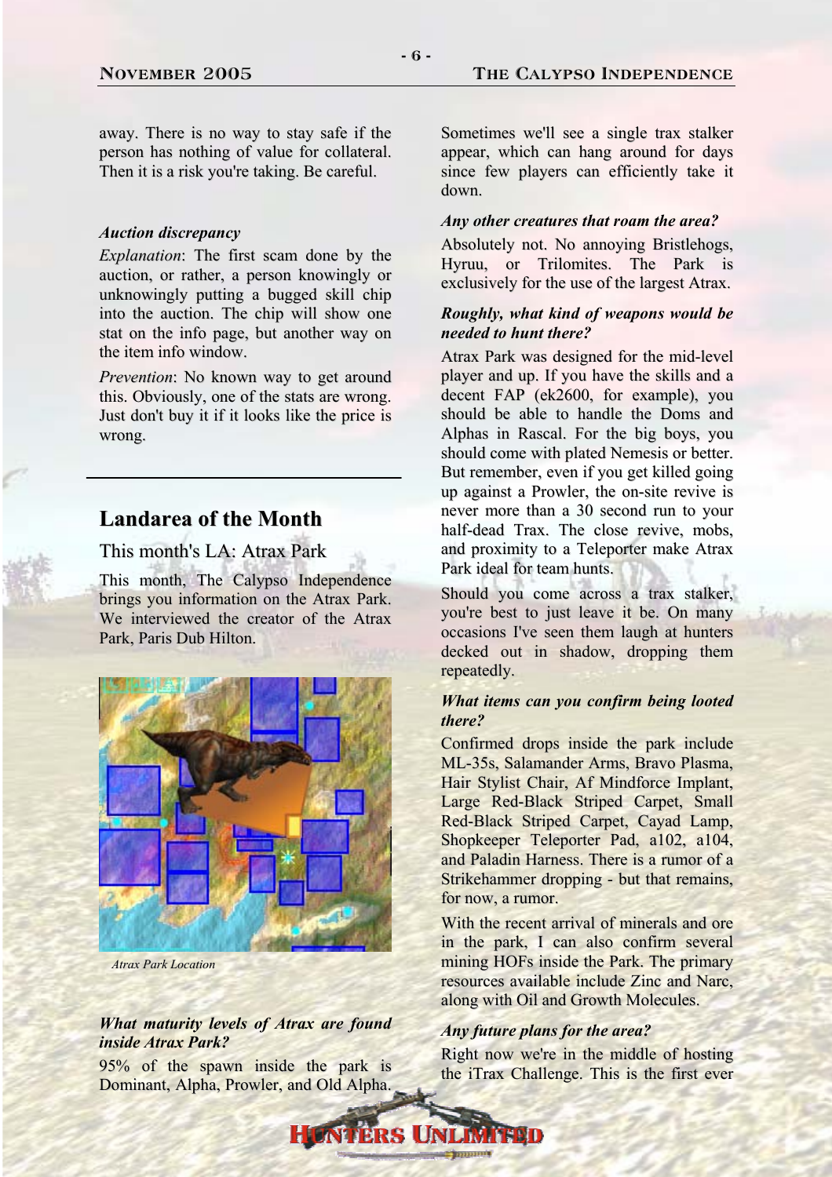away. There is no way to stay safe if the person has nothing of value for collateral. Then it is a risk you're taking. Be careful.

***Auction discrepancy***

*Explanation*: The first scam done by the auction, or rather, a person knowingly or unknowingly putting a bugged skill chip into the auction. The chip will show one stat on the info page, but another way on the item info window.

*Prevention*: No known way to get around this. Obviously, one of the stats are wrong. Just don't buy it if it looks like the price is wrong.

---

## Landarea of the Month

### This month's LA: Atrax Park

This month, The Calypso Independence brings you information on the Atrax Park. We interviewed the creator of the Atrax Park, Paris Dub Hilton.

*Atrax Park Location*

***What maturity levels of Atrax are found inside Atrax Park?***

95% of the spawn inside the park is Dominant, Alpha, Prowler, and Old Alpha. Sometimes we'll see a single trax stalker appear, which can hang around for days since few players can efficiently take it down.

***Any other creatures that roam the area?***

Absolutely not. No annoying Bristlehogs, Hyruu, or Trilomites. The Park is exclusively for the use of the largest Atrax.

***Roughly, what kind of weapons would be needed to hunt there?***

Atrax Park was designed for the mid-level player and up. If you have the skills and a decent FAP (ek2600, for example), you should be able to handle the Doms and Alphas in Rascal. For the big boys, you should come with plated Nemesis or better. But remember, even if you get killed going up against a Prowler, the on-site revive is never more than a 30 second run to your half-dead Trax. The close revive, mobs, and proximity to a Teleporter make Atrax Park ideal for team hunts.

Should you come across a trax stalker, you're best to just leave it be. On many occasions I've seen them laugh at hunters decked out in shadow, dropping them repeatedly.

***What items can you confirm being looted there?***

Confirmed drops inside the park include ML-35s, Salamander Arms, Bravo Plasma, Hair Stylist Chair, Af Mindforce Implant, Large Red-Black Striped Carpet, Small Red-Black Striped Carpet, Cayad Lamp, Shopkeeper Teleporter Pad, a102, a104, and Paladin Harness. There is a rumor of a Strikehammer dropping - but that remains, for now, a rumor.

With the recent arrival of minerals and ore in the park, I can also confirm several mining HOFs inside the Park. The primary resources available include Zinc and Narc, along with Oil and Growth Molecules.

***Any future plans for the area?***

Right now we're in the middle of hosting the iTrax Challenge. This is the first ever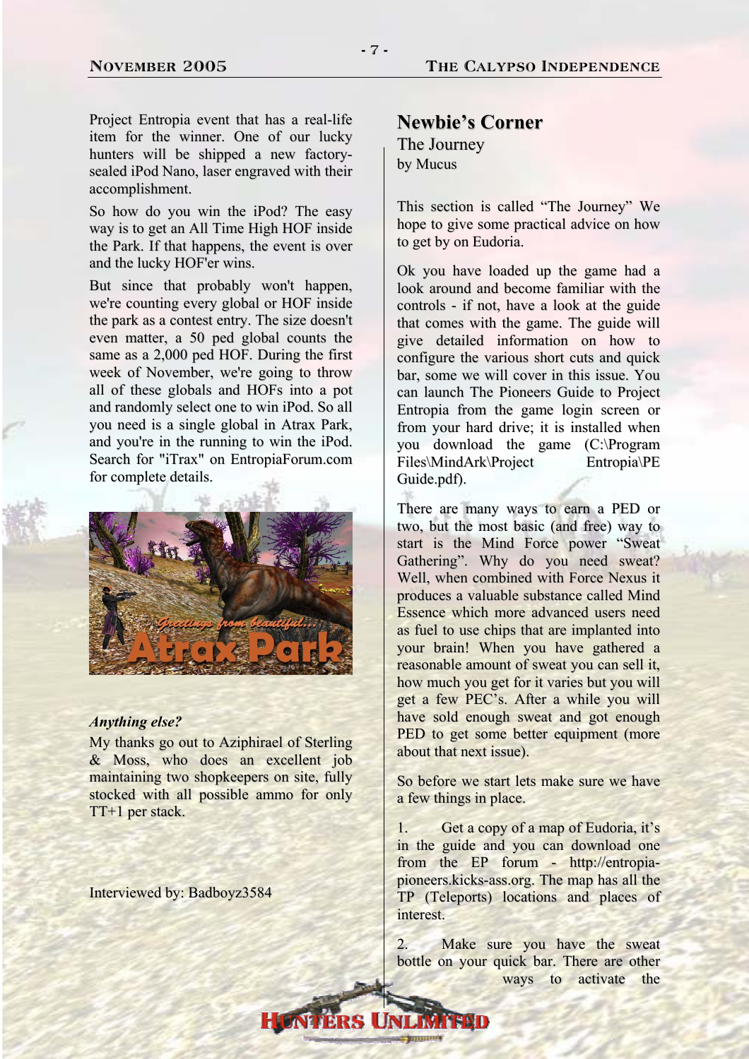Project Entropia event that has a real-life item for the winner. One of our lucky hunters will be shipped a new factory-sealed iPod Nano, laser engraved with their accomplishment.

So how do you win the iPod? The easy way is to get an All Time High HOF inside the Park. If that happens, the event is over and the lucky HOF'er wins.

But since that probably won't happen, we're counting every global or HOF inside the park as a contest entry. The size doesn't even matter, a 50 ped global counts the same as a 2,000 ped HOF. During the first week of November, we're going to throw all of these globals and HOFs into a pot and randomly select one to win iPod. So all you need is a single global in Atrax Park, and you're in the running to win the iPod. Search for "iTrax" on EntropiaForum.com for complete details.

***Anything else?***

My thanks go out to Aziphirael of Sterling & Moss, who does an excellent job maintaining two shopkeepers on site, fully stocked with all possible ammo for only TT+1 per stack.

Interviewed by: Badboyz3584

## Newbie's Corner

The Journey

by Mucus

This section is called "The Journey" We hope to give some practical advice on how to get by on Eudoria.

Ok you have loaded up the game had a look around and become familiar with the controls - if not, have a look at the guide that comes with the game. The guide will give detailed information on how to configure the various short cuts and quick bar, some we will cover in this issue. You can launch The Pioneers Guide to Project Entropia from the game login screen or from your hard drive; it is installed when you download the game (C:\Program Files\MindArk\Project Entropia\PE Guide.pdf).

There are many ways to earn a PED or two, but the most basic (and free) way to start is the Mind Force power "Sweat Gathering". Why do you need sweat? Well, when combined with Force Nexus it produces a valuable substance called Mind Essence which more advanced users need as fuel to use chips that are implanted into your brain! When you have gathered a reasonable amount of sweat you can sell it, how much you get for it varies but you will get a few PEC's. After a while you will have sold enough sweat and got enough PED to get some better equipment (more about that next issue).

So before we start lets make sure we have a few things in place.

1. Get a copy of a map of Eudoria, it's in the guide and you can download one from the EP forum - http://entropia-pioneers.kicks-ass.org. The map has all the TP (Teleports) locations and places of interest.

2. Make sure you have the sweat bottle on your quick bar. There are other ways to activate the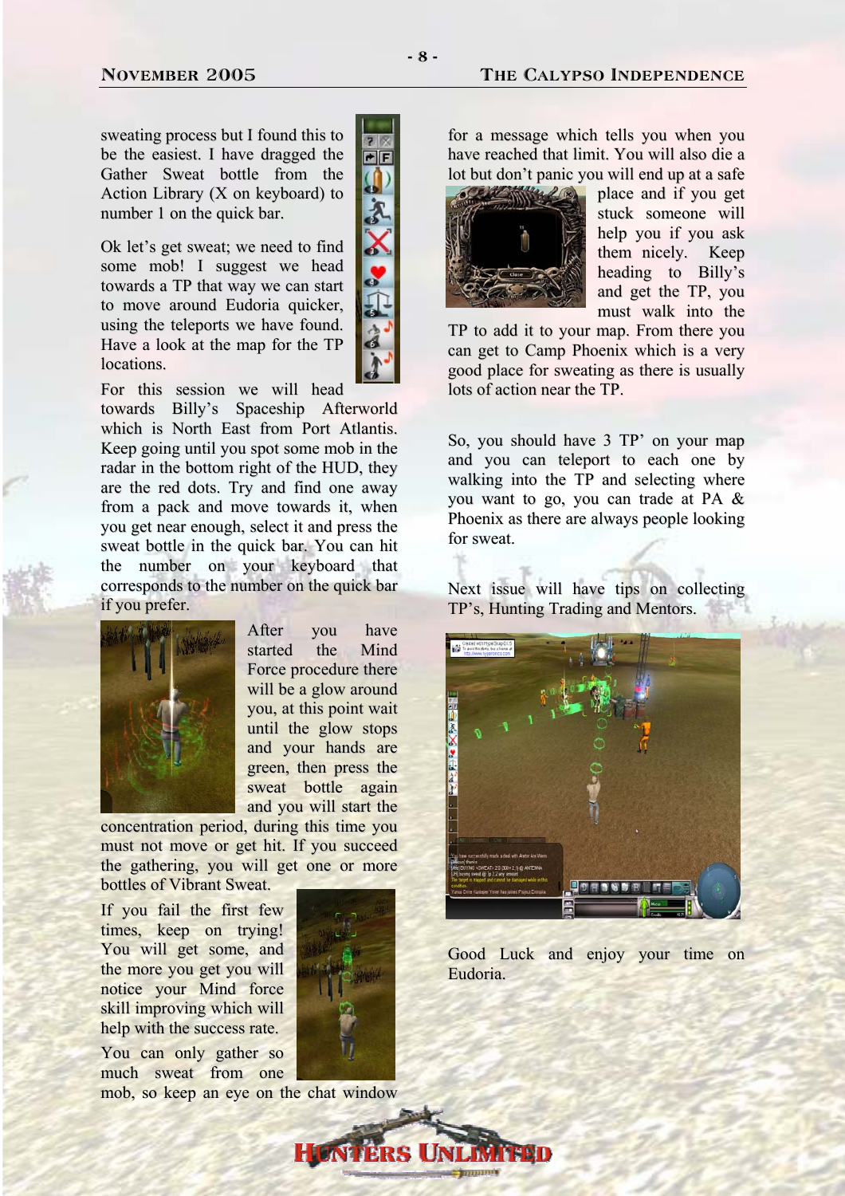sweating process but I found this to be the easiest. I have dragged the Gather Sweat bottle from the Action Library (X on keyboard) to number 1 on the quick bar.

Ok let's get sweat; we need to find some mob! I suggest we head towards a TP that way we can start to move around Eudoria quicker, using the teleports we have found. Have a look at the map for the TP locations.

For this session we will head towards Billy's Spaceship Afterworld which is North East from Port Atlantis. Keep going until you spot some mob in the radar in the bottom right of the HUD, they are the red dots. Try and find one away from a pack and move towards it, when you get near enough, select it and press the sweat bottle in the quick bar. You can hit the number on your keyboard that corresponds to the number on the quick bar if you prefer.

After you have started the Mind Force procedure there will be a glow around you, at this point wait until the glow stops and your hands are green, then press the sweat bottle again and you will start the concentration period, during this time you must not move or get hit. If you succeed the gathering, you will get one or more bottles of Vibrant Sweat.

If you fail the first few times, keep on trying! You will get some, and the more you get you will notice your Mind force skill improving which will help with the success rate.

You can only gather so much sweat from one mob, so keep an eye on the chat window for a message which tells you when you have reached that limit. You will also die a lot but don't panic you will end up at a safe place and if you get stuck someone will help you if you ask them nicely. Keep heading to Billy's and get the TP, you must walk into the TP to add it to your map. From there you can get to Camp Phoenix which is a very good place for sweating as there is usually lots of action near the TP.

So, you should have 3 TP' on your map and you can teleport to each one by walking into the TP and selecting where you want to go, you can trade at PA & Phoenix as there are always people looking for sweat.

Next issue will have tips on collecting TP's, Hunting Trading and Mentors.

Good Luck and enjoy your time on Eudoria.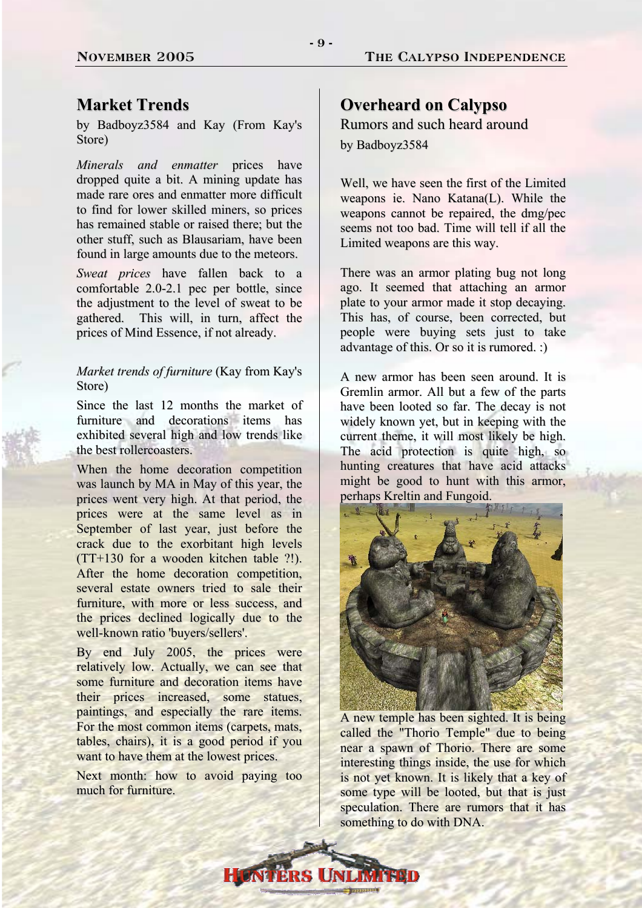## Market Trends

by Badboyz3584 and Kay (From Kay's Store)

*Minerals and enmatter* prices have dropped quite a bit. A mining update has made rare ores and enmatter more difficult to find for lower skilled miners, so prices has remained stable or raised there; but the other stuff, such as Blausariam, have been found in large amounts due to the meteors.

*Sweat prices* have fallen back to a comfortable 2.0-2.1 pec per bottle, since the adjustment to the level of sweat to be gathered. This will, in turn, affect the prices of Mind Essence, if not already.

*Market trends of furniture* (Kay from Kay's Store)

Since the last 12 months the market of furniture and decorations items has exhibited several high and low trends like the best rollercoasters.

When the home decoration competition was launch by MA in May of this year, the prices went very high. At that period, the prices were at the same level as in September of last year, just before the crack due to the exorbitant high levels (TT+130 for a wooden kitchen table ?!). After the home decoration competition, several estate owners tried to sale their furniture, with more or less success, and the prices declined logically due to the well-known ratio 'buyers/sellers'.

By end July 2005, the prices were relatively low. Actually, we can see that some furniture and decoration items have their prices increased, some statues, paintings, and especially the rare items. For the most common items (carpets, mats, tables, chairs), it is a good period if you want to have them at the lowest prices.

Next month: how to avoid paying too much for furniture.

## Overheard on Calypso

Rumors and such heard around

by Badboyz3584

Well, we have seen the first of the Limited weapons ie. Nano Katana(L). While the weapons cannot be repaired, the dmg/pec seems not too bad. Time will tell if all the Limited weapons are this way.

There was an armor plating bug not long ago. It seemed that attaching an armor plate to your armor made it stop decaying. This has, of course, been corrected, but people were buying sets just to take advantage of this. Or so it is rumored. :)

A new armor has been seen around. It is Gremlin armor. All but a few of the parts have been looted so far. The decay is not widely known yet, but in keeping with the current theme, it will most likely be high. The acid protection is quite high, so hunting creatures that have acid attacks might be good to hunt with this armor, perhaps Kreltin and Fungoid.

A new temple has been sighted. It is being called the "Thorio Temple" due to being near a spawn of Thorio. There are some interesting things inside, the use for which is not yet known. It is likely that a key of some type will be looted, but that is just speculation. There are rumors that it has something to do with DNA.

HUNTERS UNLIMITED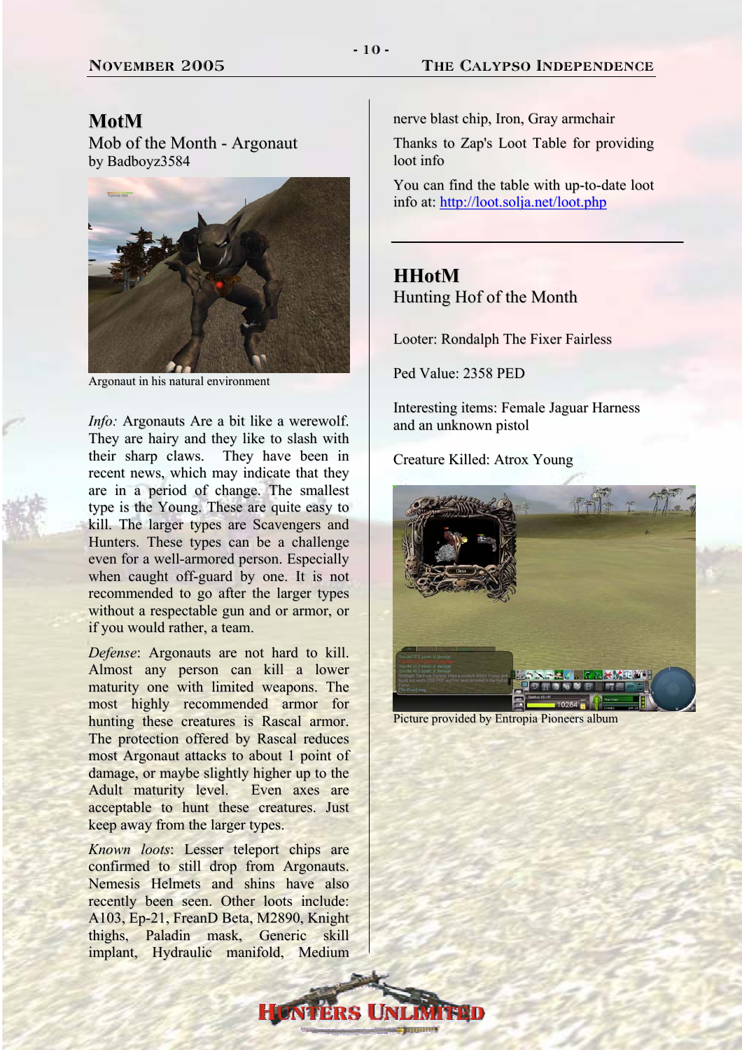## MotM

Mob of the Month - Argonaut
by Badboyz3584

Argonaut in his natural environment

*Info:* Argonauts Are a bit like a werewolf. They are hairy and they like to slash with their sharp claws. They have been in recent news, which may indicate that they are in a period of change. The smallest type is the Young. These are quite easy to kill. The larger types are Scavengers and Hunters. These types can be a challenge even for a well-armored person. Especially when caught off-guard by one. It is not recommended to go after the larger types without a respectable gun and or armor, or if you would rather, a team.

*Defense*: Argonauts are not hard to kill. Almost any person can kill a lower maturity one with limited weapons. The most highly recommended armor for hunting these creatures is Rascal armor. The protection offered by Rascal reduces most Argonaut attacks to about 1 point of damage, or maybe slightly higher up to the Adult maturity level. Even axes are acceptable to hunt these creatures. Just keep away from the larger types.

*Known loots*: Lesser teleport chips are confirmed to still drop from Argonauts. Nemesis Helmets and shins have also recently been seen. Other loots include: A103, Ep-21, FreanD Beta, M2890, Knight thighs, Paladin mask, Generic skill implant, Hydraulic manifold, Medium nerve blast chip, Iron, Gray armchair

Thanks to Zap's Loot Table for providing loot info

You can find the table with up-to-date loot info at: [http://loot.solja.net/loot.php](http://loot.solja.net/loot.php)

---

## HHotM

Hunting Hof of the Month

Looter: Rondalph The Fixer Fairless

Ped Value: 2358 PED

Interesting items: Female Jaguar Harness and an unknown pistol

Creature Killed: Atrox Young

Picture provided by Entropia Pioneers album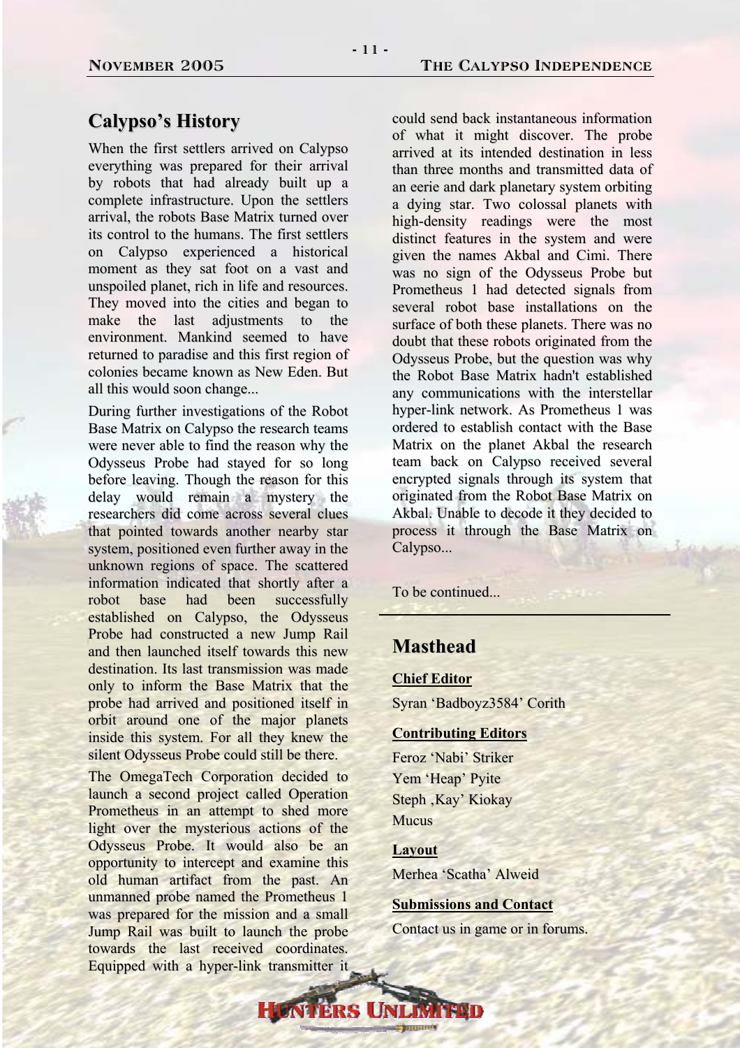## Calypso's History

When the first settlers arrived on Calypso everything was prepared for their arrival by robots that had already built up a complete infrastructure. Upon the settlers arrival, the robots Base Matrix turned over its control to the humans. The first settlers on Calypso experienced a historical moment as they sat foot on a vast and unspoiled planet, rich in life and resources. They moved into the cities and began to make the last adjustments to the environment. Mankind seemed to have returned to paradise and this first region of colonies became known as New Eden. But all this would soon change...

During further investigations of the Robot Base Matrix on Calypso the research teams were never able to find the reason why the Odysseus Probe had stayed for so long before leaving. Though the reason for this delay would remain a mystery the researchers did come across several clues that pointed towards another nearby star system, positioned even further away in the unknown regions of space. The scattered information indicated that shortly after a robot base had been successfully established on Calypso, the Odysseus Probe had constructed a new Jump Rail and then launched itself towards this new destination. Its last transmission was made only to inform the Base Matrix that the probe had arrived and positioned itself in orbit around one of the major planets inside this system. For all they knew the silent Odysseus Probe could still be there.

The OmegaTech Corporation decided to launch a second project called Operation Prometheus in an attempt to shed more light over the mysterious actions of the Odysseus Probe. It would also be an opportunity to intercept and examine this old human artifact from the past. An unmanned probe named the Prometheus 1 was prepared for the mission and a small Jump Rail was built to launch the probe towards the last received coordinates. Equipped with a hyper-link transmitter it could send back instantaneous information of what it might discover. The probe arrived at its intended destination in less than three months and transmitted data of an eerie and dark planetary system orbiting a dying star. Two colossal planets with high-density readings were the most distinct features in the system and were given the names Akbal and Cimi. There was no sign of the Odysseus Probe but Prometheus 1 had detected signals from several robot base installations on the surface of both these planets. There was no doubt that these robots originated from the Odysseus Probe, but the question was why the Robot Base Matrix hadn't established any communications with the interstellar hyper-link network. As Prometheus 1 was ordered to establish contact with the Base Matrix on the planet Akbal the research team back on Calypso received several encrypted signals through its system that originated from the Robot Base Matrix on Akbal. Unable to decode it they decided to process it through the Base Matrix on Calypso...

To be continued...

## Masthead

**Chief Editor**

Syran 'Badboyz3584' Corith

**Contributing Editors**

Feroz 'Nabi' Striker

Yem 'Heap' Pyite

Steph ‚Kay' Kiokay

Mucus

**Layout**

Merhea 'Scatha' Alweid

**Submissions and Contact**

Contact us in game or in forums.

HUNTERS UNLIMITED